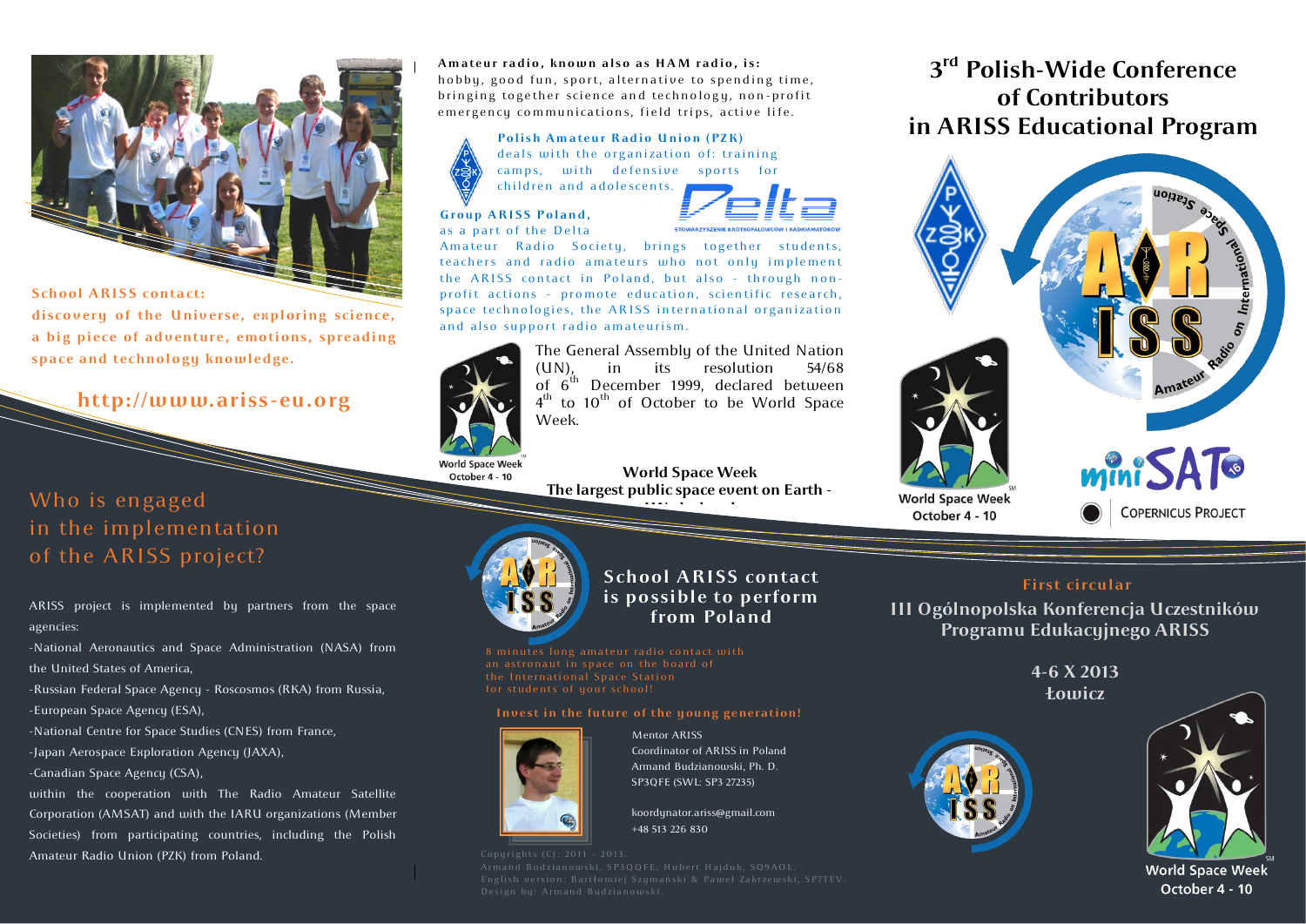School ARISS contact:
discovery of the Universe, exploring science, a big piece of adventure, emotions, spreading space and technology knowledge.

## http://www.ariss-eu.org

## Who is engaged in the implementation of the ARISS project?

ARISS project is implemented by partners from the space agencies:

- National Aeronautics and Space Administration (NASA) from the United States of America,
- Russian Federal Space Agency - Roscosmos (RKA) from Russia,
- European Space Agency (ESA),
- National Centre for Space Studies (CNES) from France,
- Japan Aerospace Exploration Agency (JAXA),
- Canadian Space Agency (CSA),

within the cooperation with The Radio Amateur Satellite Corporation (AMSAT) and with the IARU organizations (Member Societies) from participating countries, including the Polish Amateur Radio Union (PZK) from Poland.

**Amateur radio, known also as HAM radio, is:**
hobby, good fun, sport, alternative to spending time, bringing together science and technology, non-profit emergency communications, field trips, active life.

**Polish Amateur Radio Union (PZK)**
deals with the organization of: training camps, with defensive sports for children and adolescents.

Delta
STOWARZYSZENIE KRÓTKOFALOWCÓW I RADIOAMATORÓW

**Group ARISS Poland,**
as a part of the Delta Amateur Radio Society, brings together students, teachers and radio amateurs who not only implement the ARISS contact in Poland, but also - through non-profit actions - promote education, scientific research, space technologies, the ARISS international organization and also support radio amateurism.

The General Assembly of the United Nation (UN), in its resolution 54/68 of 6th December 1999, declared between 4th to 10th of October to be World Space Week.

World Space Week
October 4 - 10

**World Space Week**
**The largest public space event on Earth -**

## School ARISS contact is possible to perform from Poland

8 minutes long amateur radio contact with an astronaut in space on the board of the International Space Station for students of your school!

**Invest in the future of the young generation!**

Mentor ARISS
Coordinator of ARISS in Poland
Armand Budzianowski, Ph. D.
SP3QFE (SWL: SP3 27235)

koordynator.ariss@gmail.com
+48 513 226 830

Copyrights (C): 2011 - 2013.
Armand Budzianowski, SP3QQFE; Hubert Hajduk, SQ9AOL.
English version: Bartłomiej Szymański & Paweł Zakrzewski, SP7TEV.
Design by: Armand Budzianowski.

# 3rd Polish-Wide Conference of Contributors in ARISS Educational Program

Amateur Radio on International Space Station
ARISS

World Space Week
October 4 - 10

miniSAT 16
COPERNICUS PROJECT

**First circular**

## III Ogólnopolska Konferencja Uczestników Programu Edukacyjnego ARISS

**4-6 X 2013**
**Łowicz**

World Space Week
October 4 - 10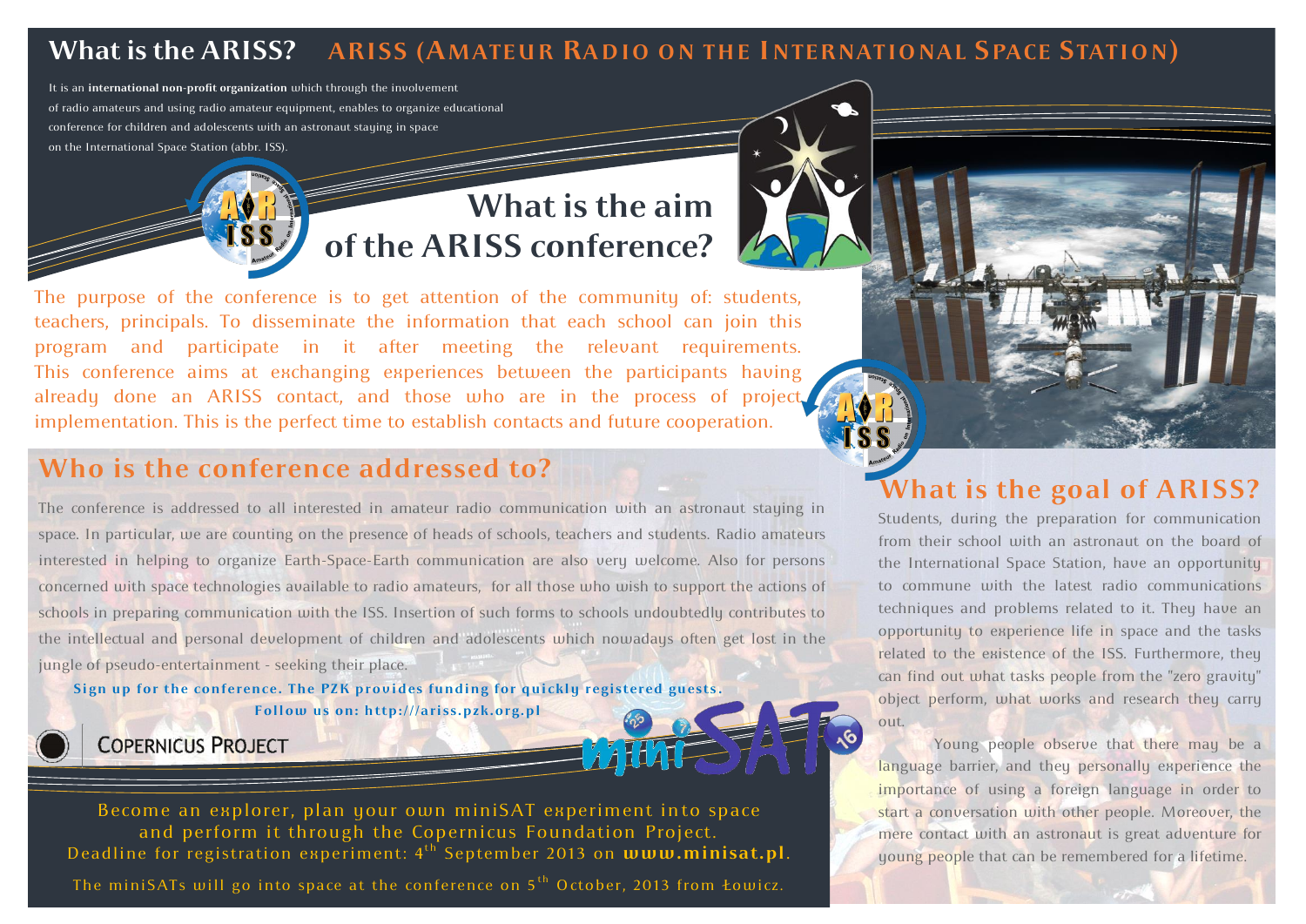# What is the ARISS? ARISS (Amateur Radio on the International Space Station)

It is an **international non-profit organization** which through the involvement of radio amateurs and using radio amateur equipment, enables to organize educational conference for children and adolescents with an astronaut staying in space on the International Space Station (abbr. ISS).

## What is the aim of the ARISS conference?

The purpose of the conference is to get attention of the community of: students, teachers, principals. To disseminate the information that each school can join this program and participate in it after meeting the relevant requirements. This conference aims at exchanging experiences between the participants having already done an ARISS contact, and those who are in the process of project implementation. This is the perfect time to establish contacts and future cooperation.

## Who is the conference addressed to?

The conference is addressed to all interested in amateur radio communication with an astronaut staying in space. In particular, we are counting on the presence of heads of schools, teachers and students. Radio amateurs interested in helping to organize Earth-Space-Earth communication are also very welcome. Also for persons concerned with space technologies available to radio amateurs, for all those who wish to support the actions of schools in preparing communication with the ISS. Insertion of such forms to schools undoubtedly contributes to the intellectual and personal development of children and adolescents which nowadays often get lost in the jungle of pseudo-entertainment - seeking their place.

**Sign up for the conference. The PZK provides funding for quickly registered guests.**

**Follow us on: http:///ariss.pzk.org.pl**

## What is the goal of ARISS?

Students, during the preparation for communication from their school with an astronaut on the board of the International Space Station, have an opportunity to commune with the latest radio communications techniques and problems related to it. They have an opportunity to experience life in space and the tasks related to the existence of the ISS. Furthermore, they can find out what tasks people from the "zero gravity" object perform, what works and research they carry out.

Young people observe that there may be a language barrier, and they personally experience the importance of using a foreign language in order to start a conversation with other people. Moreover, the mere contact with an astronaut is great adventure for young people that can be remembered for a lifetime.

COPERNICUS PROJECT

miniSAT

Become an explorer, plan your own miniSAT experiment into space and perform it through the Copernicus Foundation Project.
Deadline for registration experiment: 4th September 2013 on **www.minisat.pl**.

The miniSATs will go into space at the conference on 5th October, 2013 from Łowicz.